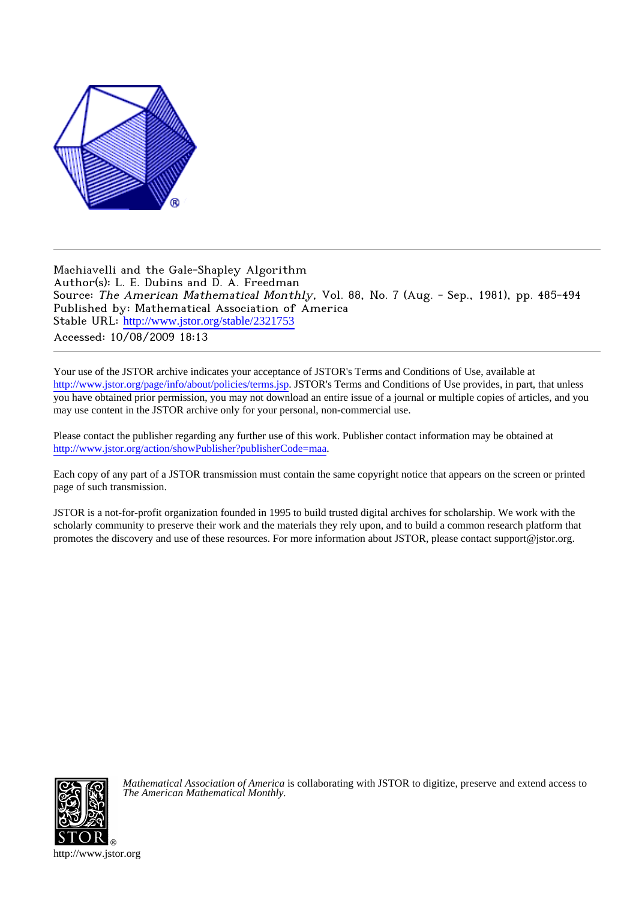Machiavelli and the Gale-Shapley Algorithm
Author(s): L. E. Dubins and D. A. Freedman
Source: *The American Mathematical Monthly*, Vol. 88, No. 7 (Aug. - Sep., 1981), pp. 485-494
Published by: Mathematical Association of America
Stable URL: http://www.jstor.org/stable/2321753
Accessed: 10/08/2009 18:13

Your use of the JSTOR archive indicates your acceptance of JSTOR's Terms and Conditions of Use, available at http://www.jstor.org/page/info/about/policies/terms.jsp. JSTOR's Terms and Conditions of Use provides, in part, that unless you have obtained prior permission, you may not download an entire issue of a journal or multiple copies of articles, and you may use content in the JSTOR archive only for your personal, non-commercial use.

Please contact the publisher regarding any further use of this work. Publisher contact information may be obtained at http://www.jstor.org/action/showPublisher?publisherCode=maa.

Each copy of any part of a JSTOR transmission must contain the same copyright notice that appears on the screen or printed page of such transmission.

JSTOR is a not-for-profit organization founded in 1995 to build trusted digital archives for scholarship. We work with the scholarly community to preserve their work and the materials they rely upon, and to build a common research platform that promotes the discovery and use of these resources. For more information about JSTOR, please contact support@jstor.org.

*Mathematical Association of America* is collaborating with JSTOR to digitize, preserve and extend access to *The American Mathematical Monthly.*

http://www.jstor.org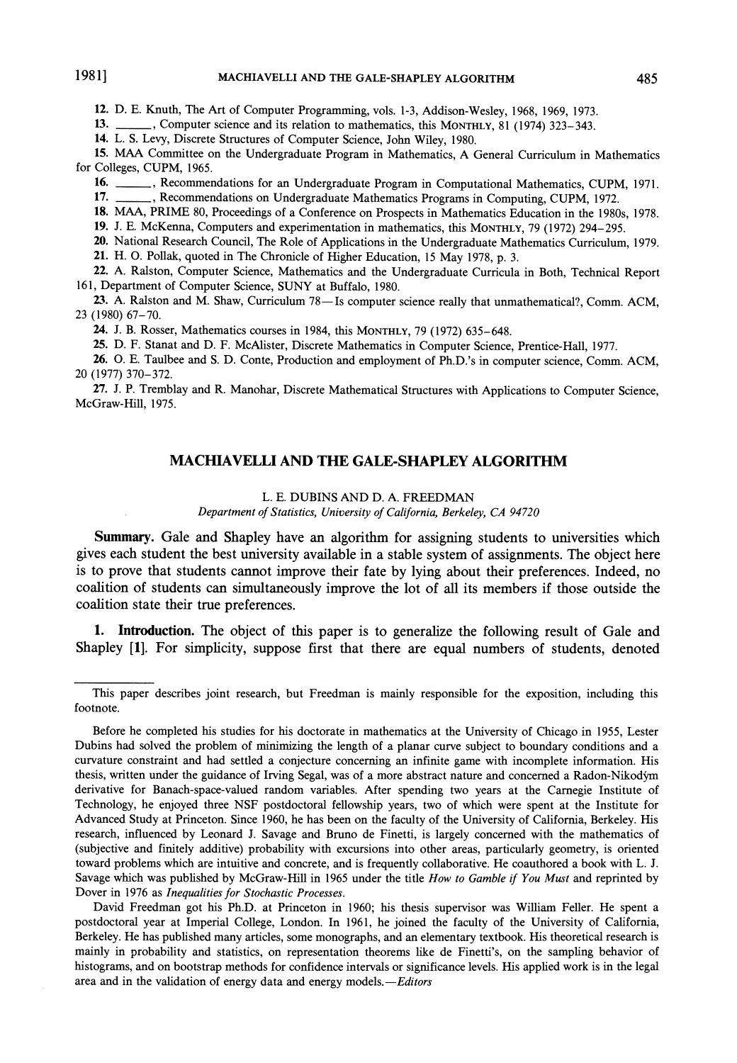12. D. E. Knuth, The Art of Computer Programming, vols. 1-3, Addison-Wesley, 1968, 1969, 1973.

13. ______, Computer science and its relation to mathematics, this MONTHLY, 81 (1974) 323–343.

14. L. S. Levy, Discrete Structures of Computer Science, John Wiley, 1980.

15. MAA Committee on the Undergraduate Program in Mathematics, A General Curriculum in Mathematics for Colleges, CUPM, 1965.

16. ______, Recommendations for an Undergraduate Program in Computational Mathematics, CUPM, 1971.

17. ______, Recommendations on Undergraduate Mathematics Programs in Computing, CUPM, 1972.

18. MAA, PRIME 80, Proceedings of a Conference on Prospects in Mathematics Education in the 1980s, 1978.

19. J. E. McKenna, Computers and experimentation in mathematics, this MONTHLY, 79 (1972) 294–295.

20. National Research Council, The Role of Applications in the Undergraduate Mathematics Curriculum, 1979.

21. H. O. Pollak, quoted in The Chronicle of Higher Education, 15 May 1978, p. 3.

22. A. Ralston, Computer Science, Mathematics and the Undergraduate Curricula in Both, Technical Report 161, Department of Computer Science, SUNY at Buffalo, 1980.

23. A. Ralston and M. Shaw, Curriculum 78—Is computer science really that unmathematical?, Comm. ACM, 23 (1980) 67–70.

24. J. B. Rosser, Mathematics courses in 1984, this MONTHLY, 79 (1972) 635–648.

25. D. F. Stanat and D. F. McAlister, Discrete Mathematics in Computer Science, Prentice-Hall, 1977.

26. O. E. Taulbee and S. D. Conte, Production and employment of Ph.D.'s in computer science, Comm. ACM, 20 (1977) 370–372.

27. J. P. Tremblay and R. Manohar, Discrete Mathematical Structures with Applications to Computer Science, McGraw-Hill, 1975.

# MACHIAVELLI AND THE GALE-SHAPLEY ALGORITHM

L. E. DUBINS AND D. A. FREEDMAN

*Department of Statistics, University of California, Berkeley, CA 94720*

**Summary.** Gale and Shapley have an algorithm for assigning students to universities which gives each student the best university available in a stable system of assignments. The object here is to prove that students cannot improve their fate by lying about their preferences. Indeed, no coalition of students can simultaneously improve the lot of all its members if those outside the coalition state their true preferences.

**1. Introduction.** The object of this paper is to generalize the following result of Gale and Shapley [1]. For simplicity, suppose first that there are equal numbers of students, denoted

---

This paper describes joint research, but Freedman is mainly responsible for the exposition, including this footnote.

Before he completed his studies for his doctorate in mathematics at the University of Chicago in 1955, Lester Dubins had solved the problem of minimizing the length of a planar curve subject to boundary conditions and a curvature constraint and had settled a conjecture concerning an infinite game with incomplete information. His thesis, written under the guidance of Irving Segal, was of a more abstract nature and concerned a Radon-Nikodým derivative for Banach-space-valued random variables. After spending two years at the Carnegie Institute of Technology, he enjoyed three NSF postdoctoral fellowship years, two of which were spent at the Institute for Advanced Study at Princeton. Since 1960, he has been on the faculty of the University of California, Berkeley. His research, influenced by Leonard J. Savage and Bruno de Finetti, is largely concerned with the mathematics of (subjective and finitely additive) probability with excursions into other areas, particularly geometry, is oriented toward problems which are intuitive and concrete, and is frequently collaborative. He coauthored a book with L. J. Savage which was published by McGraw-Hill in 1965 under the title *How to Gamble if You Must* and reprinted by Dover in 1976 as *Inequalities for Stochastic Processes*.

David Freedman got his Ph.D. at Princeton in 1960; his thesis supervisor was William Feller. He spent a postdoctoral year at Imperial College, London. In 1961, he joined the faculty of the University of California, Berkeley. He has published many articles, some monographs, and an elementary textbook. His theoretical research is mainly in probability and statistics, on representation theorems like de Finetti's, on the sampling behavior of histograms, and on bootstrap methods for confidence intervals or significance levels. His applied work is in the legal area and in the validation of energy data and energy models.—*Editors*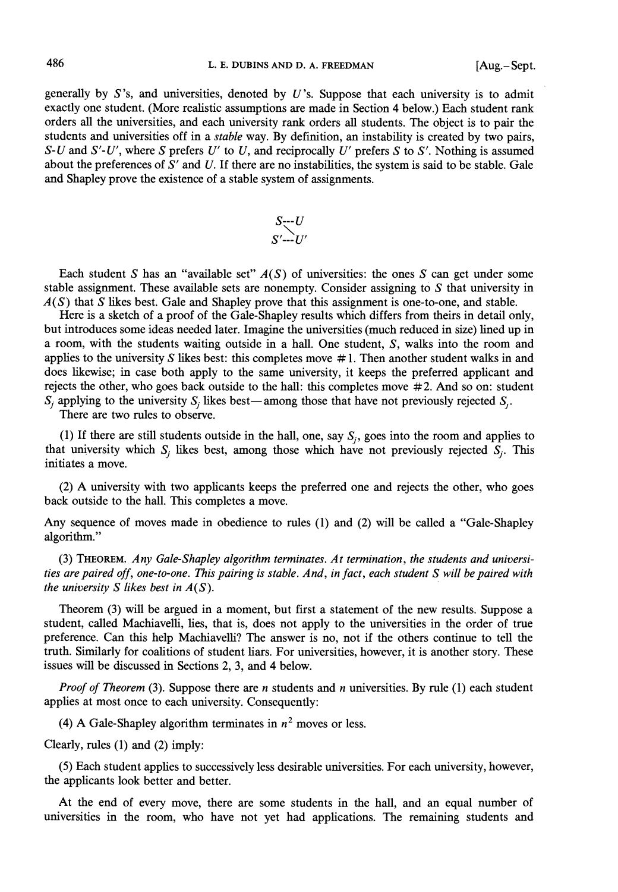generally by $S$'s, and universities, denoted by $U$'s. Suppose that each university is to admit exactly one student. (More realistic assumptions are made in Section 4 below.) Each student rank orders all the universities, and each university rank orders all students. The object is to pair the students and universities off in a *stable* way. By definition, an instability is created by two pairs, $S$-$U$ and $S'$-$U'$, where $S$ prefers $U'$ to $U$, and reciprocally $U'$ prefers $S$ to $S'$. Nothing is assumed about the preferences of $S'$ and $U$. If there are no instabilities, the system is said to be stable. Gale and Shapley prove the existence of a stable system of assignments.

$$\begin{array}{l} S\text{---}U \\ \quad\searrow \\ S'\text{---}U' \end{array}$$

Each student $S$ has an "available set" $A(S)$ of universities: the ones $S$ can get under some stable assignment. These available sets are nonempty. Consider assigning to $S$ that university in $A(S)$ that $S$ likes best. Gale and Shapley prove that this assignment is one-to-one, and stable.

Here is a sketch of a proof of the Gale-Shapley results which differs from theirs in detail only, but introduces some ideas needed later. Imagine the universities (much reduced in size) lined up in a room, with the students waiting outside in a hall. One student, $S$, walks into the room and applies to the university $S$ likes best: this completes move #1. Then another student walks in and does likewise; in case both apply to the same university, it keeps the preferred applicant and rejects the other, who goes back outside to the hall: this completes move #2. And so on: student $S_j$ applying to the university $S_j$ likes best—among those that have not previously rejected $S_j$.

There are two rules to observe.

(1) If there are still students outside in the hall, one, say $S_j$, goes into the room and applies to that university which $S_j$ likes best, among those which have not previously rejected $S_j$. This initiates a move.

(2) A university with two applicants keeps the preferred one and rejects the other, who goes back outside to the hall. This completes a move.

Any sequence of moves made in obedience to rules (1) and (2) will be called a "Gale-Shapley algorithm."

(3) THEOREM. *Any Gale-Shapley algorithm terminates. At termination, the students and universities are paired off, one-to-one. This pairing is stable. And, in fact, each student $S$ will be paired with the university $S$ likes best in $A(S)$.*

Theorem (3) will be argued in a moment, but first a statement of the new results. Suppose a student, called Machiavelli, lies, that is, does not apply to the universities in the order of true preference. Can this help Machiavelli? The answer is no, not if the others continue to tell the truth. Similarly for coalitions of student liars. For universities, however, it is another story. These issues will be discussed in Sections 2, 3, and 4 below.

*Proof of Theorem* (3). Suppose there are $n$ students and $n$ universities. By rule (1) each student applies at most once to each university. Consequently:

(4) A Gale-Shapley algorithm terminates in $n^2$ moves or less.

Clearly, rules (1) and (2) imply:

(5) Each student applies to successively less desirable universities. For each university, however, the applicants look better and better.

At the end of every move, there are some students in the hall, and an equal number of universities in the room, who have not yet had applications. The remaining students and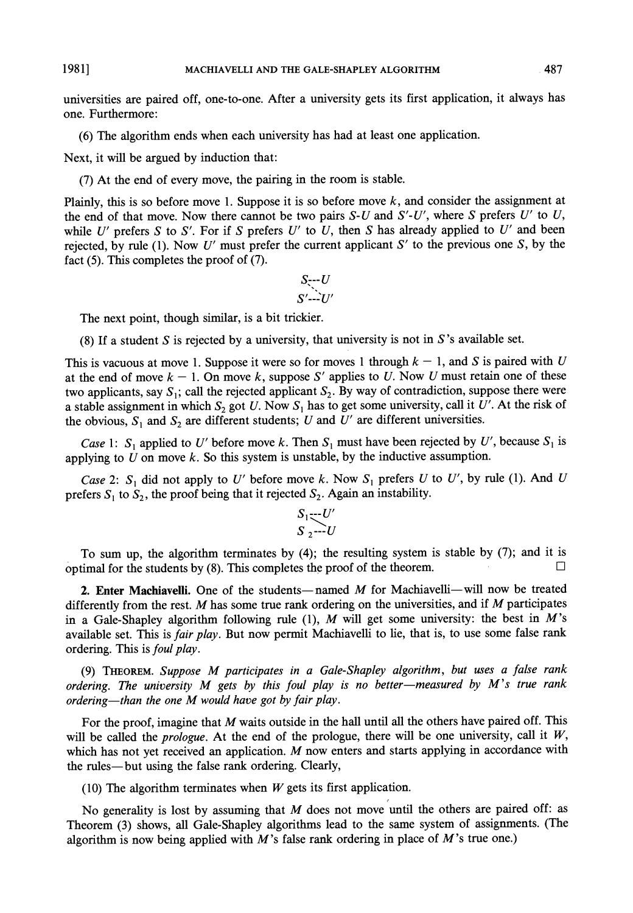universities are paired off, one-to-one. After a university gets its first application, it always has one. Furthermore:

(6) The algorithm ends when each university has had at least one application.

Next, it will be argued by induction that:

(7) At the end of every move, the pairing in the room is stable.

Plainly, this is so before move 1. Suppose it is so before move $k$, and consider the assignment at the end of that move. Now there cannot be two pairs $S$-$U$ and $S'$-$U'$, where $S$ prefers $U'$ to $U$, while $U'$ prefers $S$ to $S'$. For if $S$ prefers $U'$ to $U$, then $S$ has already applied to $U'$ and been rejected, by rule (1). Now $U'$ must prefer the current applicant $S'$ to the previous one $S$, by the fact (5). This completes the proof of (7).

$$\begin{array}{l} S\text{---}U \\ S'\text{---}U' \end{array}$$

The next point, though similar, is a bit trickier.

(8) If a student $S$ is rejected by a university, that university is not in $S$'s available set.

This is vacuous at move 1. Suppose it were so for moves 1 through $k-1$, and $S$ is paired with $U$ at the end of move $k-1$. On move $k$, suppose $S'$ applies to $U$. Now $U$ must retain one of these two applicants, say $S_1$; call the rejected applicant $S_2$. By way of contradiction, suppose there were a stable assignment in which $S_2$ got $U$. Now $S_1$ has to get some university, call it $U'$. At the risk of the obvious, $S_1$ and $S_2$ are different students; $U$ and $U'$ are different universities.

*Case* 1: $S_1$ applied to $U'$ before move $k$. Then $S_1$ must have been rejected by $U'$, because $S_1$ is applying to $U$ on move $k$. So this system is unstable, by the inductive assumption.

*Case* 2: $S_1$ did not apply to $U'$ before move $k$. Now $S_1$ prefers $U$ to $U'$, by rule (1). And $U$ prefers $S_1$ to $S_2$, the proof being that it rejected $S_2$. Again an instability.

$$\begin{array}{l} S_1\text{---}U' \\ S_2\text{---}U \end{array}$$

To sum up, the algorithm terminates by (4); the resulting system is stable by (7); and it is optimal for the students by (8). This completes the proof of the theorem. □

**2. Enter Machiavelli.** One of the students—named $M$ for Machiavelli—will now be treated differently from the rest. $M$ has some true rank ordering on the universities, and if $M$ participates in a Gale-Shapley algorithm following rule (1), $M$ will get some university: the best in $M$'s available set. This is *fair play*. But now permit Machiavelli to lie, that is, to use some false rank ordering. This is *foul play*.

(9) THEOREM. *Suppose $M$ participates in a Gale-Shapley algorithm, but uses a false rank ordering. The university $M$ gets by this foul play is no better—measured by $M$'s true rank ordering—than the one $M$ would have got by fair play.*

For the proof, imagine that $M$ waits outside in the hall until all the others have paired off. This will be called the *prologue*. At the end of the prologue, there will be one university, call it $W$, which has not yet received an application. $M$ now enters and starts applying in accordance with the rules—but using the false rank ordering. Clearly,

(10) The algorithm terminates when $W$ gets its first application.

No generality is lost by assuming that $M$ does not move until the others are paired off: as Theorem (3) shows, all Gale-Shapley algorithms lead to the same system of assignments. (The algorithm is now being applied with $M$'s false rank ordering in place of $M$'s true one.)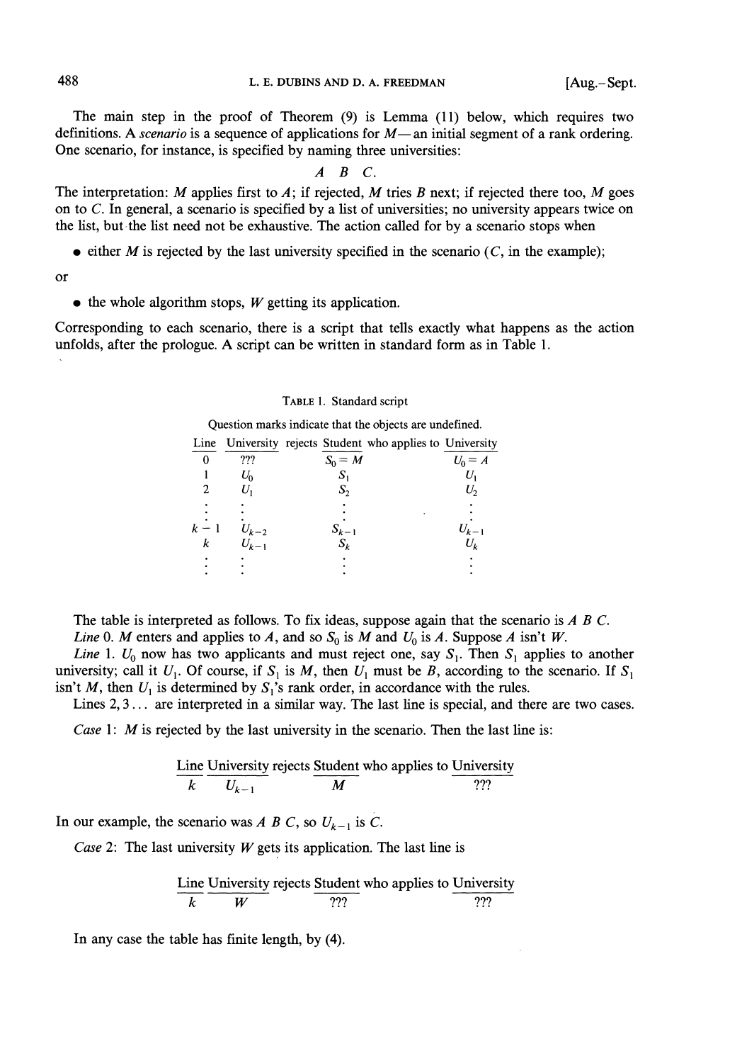The main step in the proof of Theorem (9) is Lemma (11) below, which requires two definitions. A *scenario* is a sequence of applications for $M$—an initial segment of a rank ordering. One scenario, for instance, is specified by naming three universities:

$$A \quad B \quad C.$$

The interpretation: $M$ applies first to $A$; if rejected, $M$ tries $B$ next; if rejected there too, $M$ goes on to $C$. In general, a scenario is specified by a list of universities; no university appears twice on the list, but the list need not be exhaustive. The action called for by a scenario stops when

- either $M$ is rejected by the last university specified in the scenario ($C$, in the example);

or

- the whole algorithm stops, $W$ getting its application.

Corresponding to each scenario, there is a script that tells exactly what happens as the action unfolds, after the prologue. A script can be written in standard form as in Table 1.

TABLE 1. Standard script

Question marks indicate that the objects are undefined.

| Line | University rejects | Student who applies to | University |
|---|---|---|---|
| 0 | ??? | $S_0 = M$ | $U_0 = A$ |
| 1 | $U_0$ | $S_1$ | $U_1$ |
| 2 | $U_1$ | $S_2$ | $U_2$ |
| $\vdots$ | $\vdots$ | $\vdots$ | $\vdots$ |
| $k-1$ | $U_{k-2}$ | $S_{k-1}$ | $U_{k-1}$ |
| $k$ | $U_{k-1}$ | $S_k$ | $U_k$ |
| $\vdots$ | $\vdots$ | $\vdots$ | $\vdots$ |

The table is interpreted as follows. To fix ideas, suppose again that the scenario is $A\ B\ C$.

*Line* 0. $M$ enters and applies to $A$, and so $S_0$ is $M$ and $U_0$ is $A$. Suppose $A$ isn't $W$.

*Line* 1. $U_0$ now has two applicants and must reject one, say $S_1$. Then $S_1$ applies to another university; call it $U_1$. Of course, if $S_1$ is $M$, then $U_1$ must be $B$, according to the scenario. If $S_1$ isn't $M$, then $U_1$ is determined by $S_1$'s rank order, in accordance with the rules.

Lines 2, 3 ... are interpreted in a similar way. The last line is special, and there are two cases.

*Case* 1: $M$ is rejected by the last university in the scenario. Then the last line is:

| Line | University rejects | Student who applies to | University |
|---|---|---|---|
| $k$ | $U_{k-1}$ | $M$ | ??? |

In our example, the scenario was $A\ B\ C$, so $U_{k-1}$ is $C$.

*Case* 2: The last university $W$ gets its application. The last line is

| Line | University rejects | Student who applies to | University |
|---|---|---|---|
| $k$ | $W$ | ??? | ??? |

In any case the table has finite length, by (4).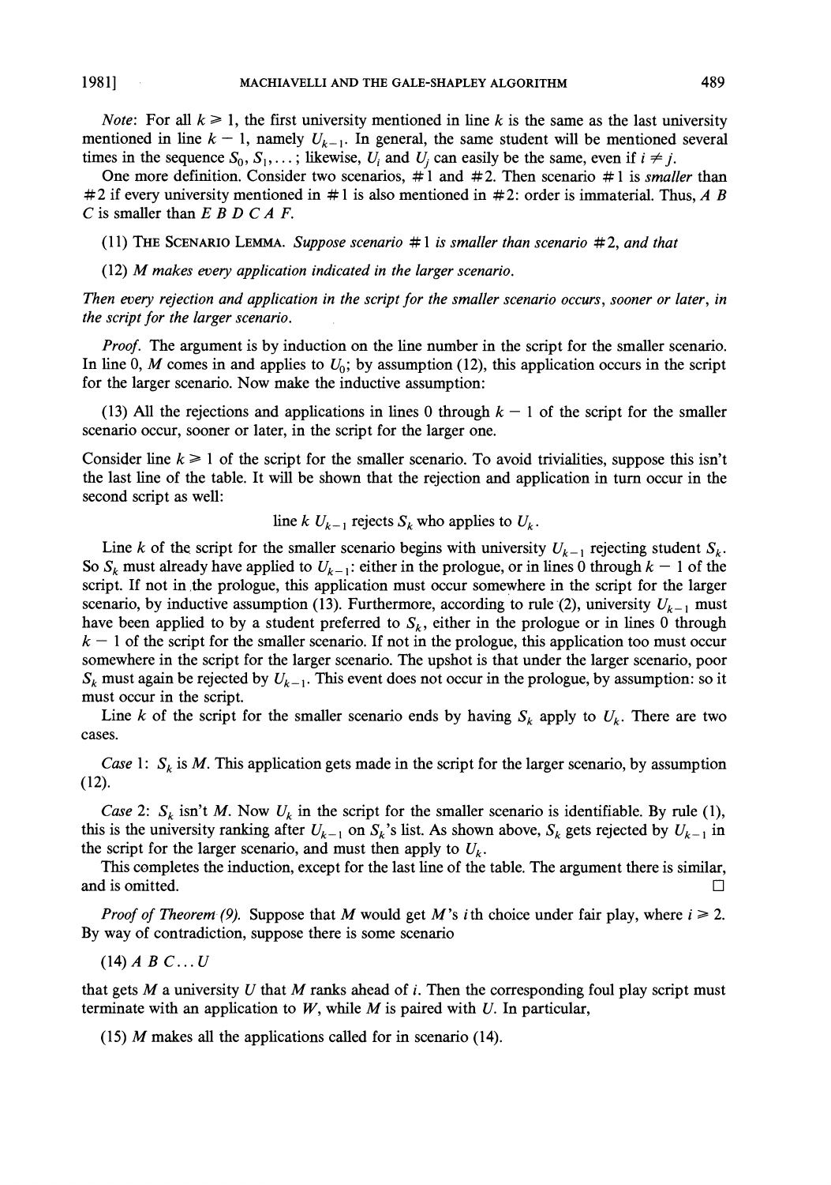*Note*: For all $k \geqslant 1$, the first university mentioned in line $k$ is the same as the last university mentioned in line $k-1$, namely $U_{k-1}$. In general, the same student will be mentioned several times in the sequence $S_0, S_1, \ldots$; likewise, $U_i$ and $U_j$ can easily be the same, even if $i \neq j$.

One more definition. Consider two scenarios, #1 and #2. Then scenario #1 is *smaller* than #2 if every university mentioned in #1 is also mentioned in #2: order is immaterial. Thus, $A$ $B$ $C$ is smaller than $E$ $B$ $D$ $C$ $A$ $F$.

(11) THE SCENARIO LEMMA. *Suppose scenario #1 is smaller than scenario #2, and that*

(12) *$M$ makes every application indicated in the larger scenario.*

*Then every rejection and application in the script for the smaller scenario occurs, sooner or later, in the script for the larger scenario.*

*Proof*. The argument is by induction on the line number in the script for the smaller scenario. In line 0, $M$ comes in and applies to $U_0$; by assumption (12), this application occurs in the script for the larger scenario. Now make the inductive assumption:

(13) All the rejections and applications in lines 0 through $k-1$ of the script for the smaller scenario occur, sooner or later, in the script for the larger one.

Consider line $k \geqslant 1$ of the script for the smaller scenario. To avoid trivialities, suppose this isn't the last line of the table. It will be shown that the rejection and application in turn occur in the second script as well:

$$\text{line } k \;\; U_{k-1} \text{ rejects } S_k \text{ who applies to } U_k.$$

Line $k$ of the script for the smaller scenario begins with university $U_{k-1}$ rejecting student $S_k$. So $S_k$ must already have applied to $U_{k-1}$: either in the prologue, or in lines 0 through $k-1$ of the script. If not in the prologue, this application must occur somewhere in the script for the larger scenario, by inductive assumption (13). Furthermore, according to rule (2), university $U_{k-1}$ must have been applied to by a student preferred to $S_k$, either in the prologue or in lines 0 through $k-1$ of the script for the smaller scenario. If not in the prologue, this application too must occur somewhere in the script for the larger scenario. The upshot is that under the larger scenario, poor $S_k$ must again be rejected by $U_{k-1}$. This event does not occur in the prologue, by assumption: so it must occur in the script.

Line $k$ of the script for the smaller scenario ends by having $S_k$ apply to $U_k$. There are two cases.

*Case* 1: $S_k$ is $M$. This application gets made in the script for the larger scenario, by assumption (12).

*Case* 2: $S_k$ isn't $M$. Now $U_k$ in the script for the smaller scenario is identifiable. By rule (1), this is the university ranking after $U_{k-1}$ on $S_k$'s list. As shown above, $S_k$ gets rejected by $U_{k-1}$ in the script for the larger scenario, and must then apply to $U_k$.

This completes the induction, except for the last line of the table. The argument there is similar, and is omitted. □

*Proof of Theorem (9)*. Suppose that $M$ would get $M$'s $i$th choice under fair play, where $i \geqslant 2$. By way of contradiction, suppose there is some scenario

(14) $A$ $B$ $C \ldots U$

that gets $M$ a university $U$ that $M$ ranks ahead of $i$. Then the corresponding foul play script must terminate with an application to $W$, while $M$ is paired with $U$. In particular,

(15) $M$ makes all the applications called for in scenario (14).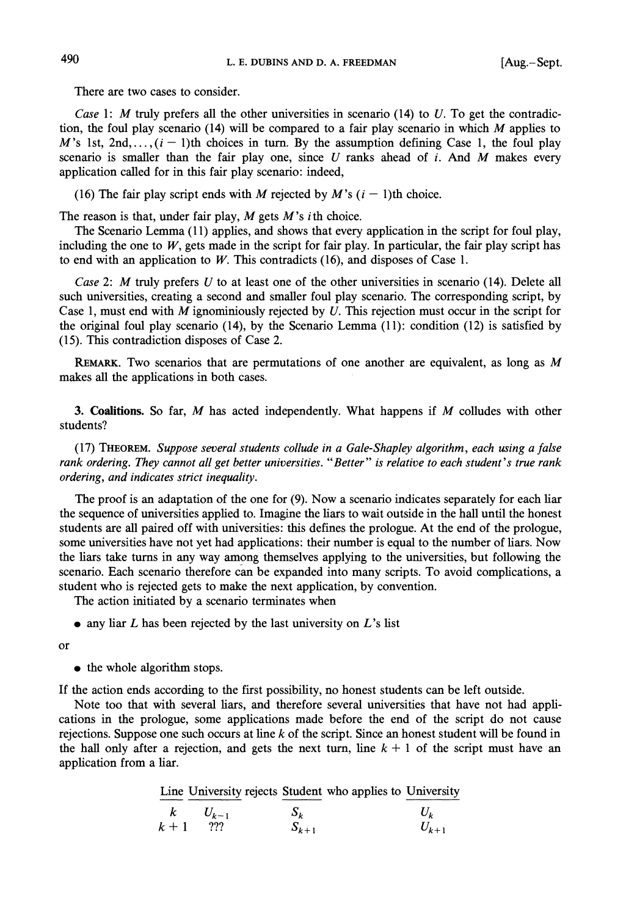There are two cases to consider.

*Case* 1: $M$ truly prefers all the other universities in scenario (14) to $U$. To get the contradiction, the foul play scenario (14) will be compared to a fair play scenario in which $M$ applies to $M$'s 1st, 2nd, $\ldots, (i-1)$th choices in turn. By the assumption defining Case 1, the foul play scenario is smaller than the fair play one, since $U$ ranks ahead of $i$. And $M$ makes every application called for in this fair play scenario: indeed,

(16) The fair play script ends with $M$ rejected by $M$'s $(i-1)$th choice.

The reason is that, under fair play, $M$ gets $M$'s $i$th choice.

The Scenario Lemma (11) applies, and shows that every application in the script for foul play, including the one to $W$, gets made in the script for fair play. In particular, the fair play script has to end with an application to $W$. This contradicts (16), and disposes of Case 1.

*Case* 2: $M$ truly prefers $U$ to at least one of the other universities in scenario (14). Delete all such universities, creating a second and smaller foul play scenario. The corresponding script, by Case 1, must end with $M$ ignominiously rejected by $U$. This rejection must occur in the script for the original foul play scenario (14), by the Scenario Lemma (11): condition (12) is satisfied by (15). This contradiction disposes of Case 2.

REMARK. Two scenarios that are permutations of one another are equivalent, as long as $M$ makes all the applications in both cases.

## 3. Coalitions.

So far, $M$ has acted independently. What happens if $M$ colludes with other students?

(17) THEOREM. *Suppose several students collude in a Gale-Shapley algorithm, each using a false rank ordering. They cannot all get better universities. "Better" is relative to each student's true rank ordering, and indicates strict inequality.*

The proof is an adaptation of the one for (9). Now a scenario indicates separately for each liar the sequence of universities applied to. Imagine the liars to wait outside in the hall until the honest students are all paired off with universities: this defines the prologue. At the end of the prologue, some universities have not yet had applications: their number is equal to the number of liars. Now the liars take turns in any way among themselves applying to the universities, but following the scenario. Each scenario therefore can be expanded into many scripts. To avoid complications, a student who is rejected gets to make the next application, by convention.

The action initiated by a scenario terminates when

- any liar $L$ has been rejected by the last university on $L$'s list

or

- the whole algorithm stops.

If the action ends according to the first possibility, no honest students can be left outside.

Note too that with several liars, and therefore several universities that have not had applications in the prologue, some applications made before the end of the script do not cause rejections. Suppose one such occurs at line $k$ of the script. Since an honest student will be found in the hall only after a rejection, and gets the next turn, line $k+1$ of the script must have an application from a liar.

| Line | University rejects | Student who applies to | University |
|---|---|---|---|
| $k$ | $U_{k-1}$ | $S_k$ | $U_k$ |
| $k+1$ | ??? | $S_{k+1}$ | $U_{k+1}$ |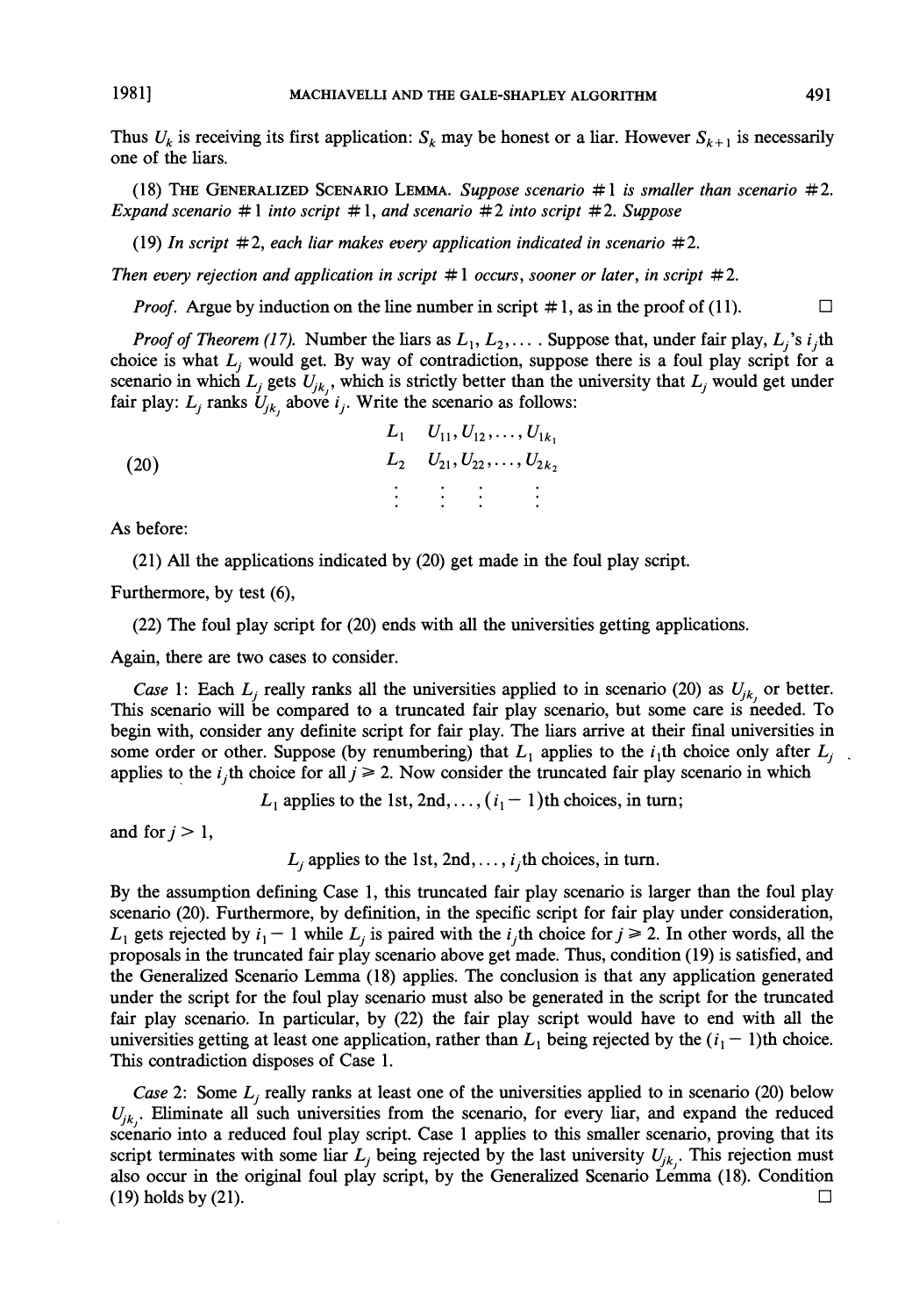Thus $U_k$ is receiving its first application: $S_k$ may be honest or a liar. However $S_{k+1}$ is necessarily one of the liars.

(18) THE GENERALIZED SCENARIO LEMMA. *Suppose scenario #1 is smaller than scenario #2. Expand scenario #1 into script #1, and scenario #2 into script #2. Suppose*

(19) *In script #2, each liar makes every application indicated in scenario #2.*

*Then every rejection and application in script #1 occurs, sooner or later, in script #2.*

*Proof.* Argue by induction on the line number in script #1, as in the proof of (11). □

*Proof of Theorem (17).* Number the liars as $L_1, L_2, \ldots$. Suppose that, under fair play, $L_j$'s $i_j$th choice is what $L_j$ would get. By way of contradiction, suppose there is a foul play script for a scenario in which $L_j$ gets $U_{jk_j}$, which is strictly better than the university that $L_j$ would get under fair play: $L_j$ ranks $U_{jk_j}$ above $i_j$. Write the scenario as follows:

$$(20)\qquad \begin{array}{cc} L_1 & U_{11}, U_{12}, \ldots, U_{1k_1} \\ L_2 & U_{21}, U_{22}, \ldots, U_{2k_2} \\ \vdots & \vdots \quad \vdots \qquad \vdots \end{array}$$

As before:

(21) All the applications indicated by (20) get made in the foul play script.

Furthermore, by test (6),

(22) The foul play script for (20) ends with all the universities getting applications.

Again, there are two cases to consider.

*Case* 1: Each $L_j$ really ranks all the universities applied to in scenario (20) as $U_{jk_j}$ or better. This scenario will be compared to a truncated fair play scenario, but some care is needed. To begin with, consider any definite script for fair play. The liars arrive at their final universities in some order or other. Suppose (by renumbering) that $L_1$ applies to the $i_1$th choice only after $L_j$ applies to the $i_j$th choice for all $j \geq 2$. Now consider the truncated fair play scenario in which

$L_1$ applies to the 1st, 2nd, $\ldots$, $(i_1 - 1)$th choices, in turn;

and for $j > 1$,

$L_j$ applies to the 1st, 2nd, $\ldots$, $i_j$th choices, in turn.

By the assumption defining Case 1, this truncated fair play scenario is larger than the foul play scenario (20). Furthermore, by definition, in the specific script for fair play under consideration, $L_1$ gets rejected by $i_1 - 1$ while $L_j$ is paired with the $i_j$th choice for $j \geq 2$. In other words, all the proposals in the truncated fair play scenario above get made. Thus, condition (19) is satisfied, and the Generalized Scenario Lemma (18) applies. The conclusion is that any application generated under the script for the foul play scenario must also be generated in the script for the truncated fair play scenario. In particular, by (22) the fair play script would have to end with all the universities getting at least one application, rather than $L_1$ being rejected by the $(i_1 - 1)$th choice. This contradiction disposes of Case 1.

*Case* 2: Some $L_j$ really ranks at least one of the universities applied to in scenario (20) below $U_{jk_j}$. Eliminate all such universities from the scenario, for every liar, and expand the reduced scenario into a reduced foul play script. Case 1 applies to this smaller scenario, proving that its script terminates with some liar $L_j$ being rejected by the last university $U_{jk_j}$. This rejection must also occur in the original foul play script, by the Generalized Scenario Lemma (18). Condition (19) holds by (21). □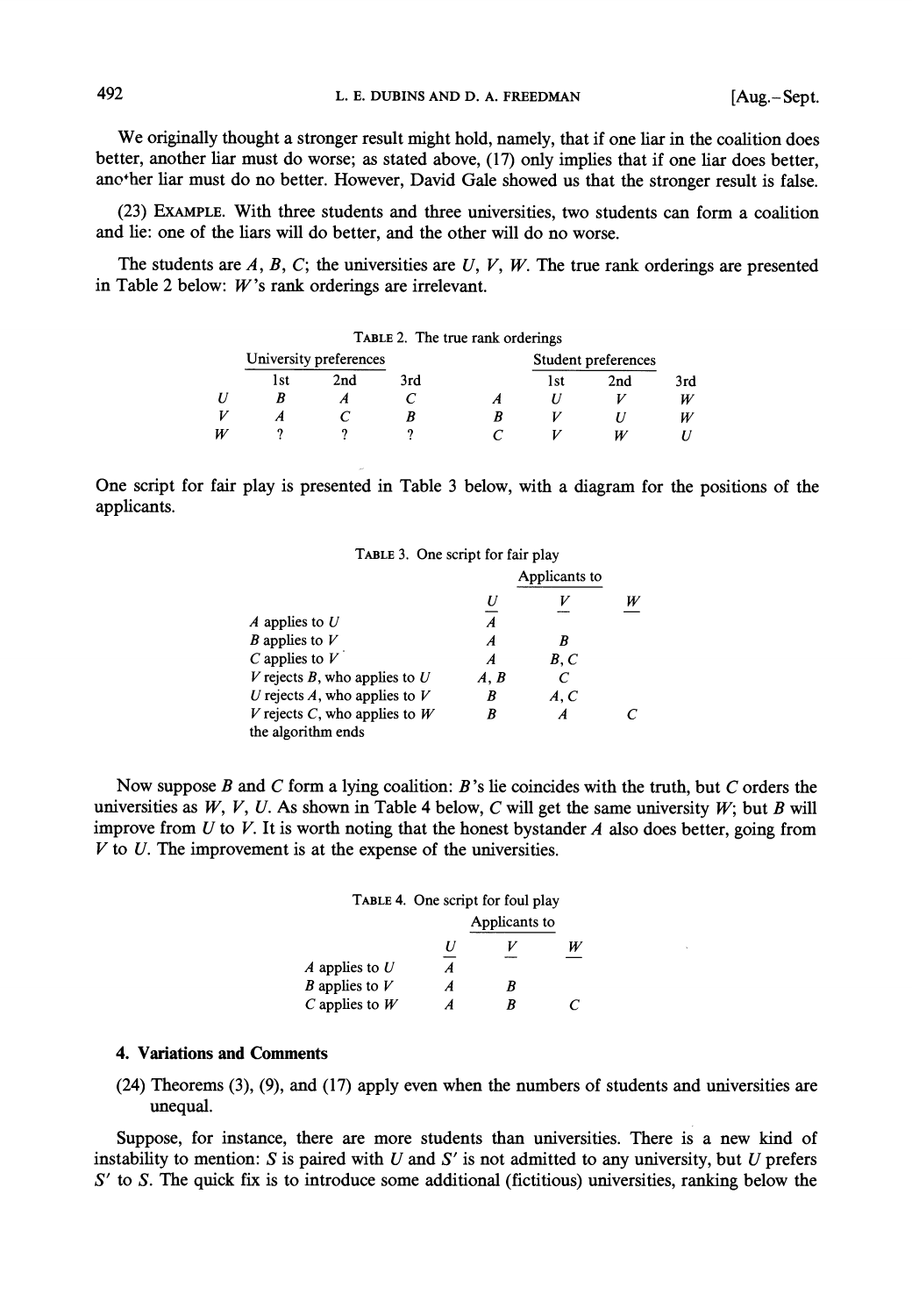We originally thought a stronger result might hold, namely, that if one liar in the coalition does better, another liar must do worse; as stated above, (17) only implies that if one liar does better, another liar must do no better. However, David Gale showed us that the stronger result is false.

(23) EXAMPLE. With three students and three universities, two students can form a coalition and lie: one of the liars will do better, and the other will do no worse.

The students are $A$, $B$, $C$; the universities are $U$, $V$, $W$. The true rank orderings are presented in Table 2 below: $W$'s rank orderings are irrelevant.

TABLE 2. The true rank orderings

| | University preferences | | | | Student preferences | | |
|---|---|---|---|---|---|---|---|
| | 1st | 2nd | 3rd | | 1st | 2nd | 3rd |
| $U$ | $B$ | $A$ | $C$ | $A$ | $U$ | $V$ | $W$ |
| $V$ | $A$ | $C$ | $B$ | $B$ | $V$ | $U$ | $W$ |
| $W$ | ? | ? | ? | $C$ | $V$ | $W$ | $U$ |

One script for fair play is presented in Table 3 below, with a diagram for the positions of the applicants.

TABLE 3. One script for fair play

| | Applicants to | | |
|---|---|---|---|
| | $U$ | $V$ | $W$ |
| $A$ applies to $U$ | $A$ | | |
| $B$ applies to $V$ | $A$ | $B$ | |
| $C$ applies to $V$ | $A$ | $B, C$ | |
| $V$ rejects $B$, who applies to $U$ | $A, B$ | $C$ | |
| $U$ rejects $A$, who applies to $V$ | $B$ | $A, C$ | |
| $V$ rejects $C$, who applies to $W$ | $B$ | $A$ | $C$ |
| the algorithm ends | | | |

Now suppose $B$ and $C$ form a lying coalition: $B$'s lie coincides with the truth, but $C$ orders the universities as $W$, $V$, $U$. As shown in Table 4 below, $C$ will get the same university $W$; but $B$ will improve from $U$ to $V$. It is worth noting that the honest bystander $A$ also does better, going from $V$ to $U$. The improvement is at the expense of the universities.

TABLE 4. One script for foul play

| | Applicants to | | |
|---|---|---|---|
| | $U$ | $V$ | $W$ |
| $A$ applies to $U$ | $A$ | | |
| $B$ applies to $V$ | $A$ | $B$ | |
| $C$ applies to $W$ | $A$ | $B$ | $C$ |

## 4. Variations and Comments

(24) Theorems (3), (9), and (17) apply even when the numbers of students and universities are unequal.

Suppose, for instance, there are more students than universities. There is a new kind of instability to mention: $S$ is paired with $U$ and $S'$ is not admitted to any university, but $U$ prefers $S'$ to $S$. The quick fix is to introduce some additional (fictitious) universities, ranking below the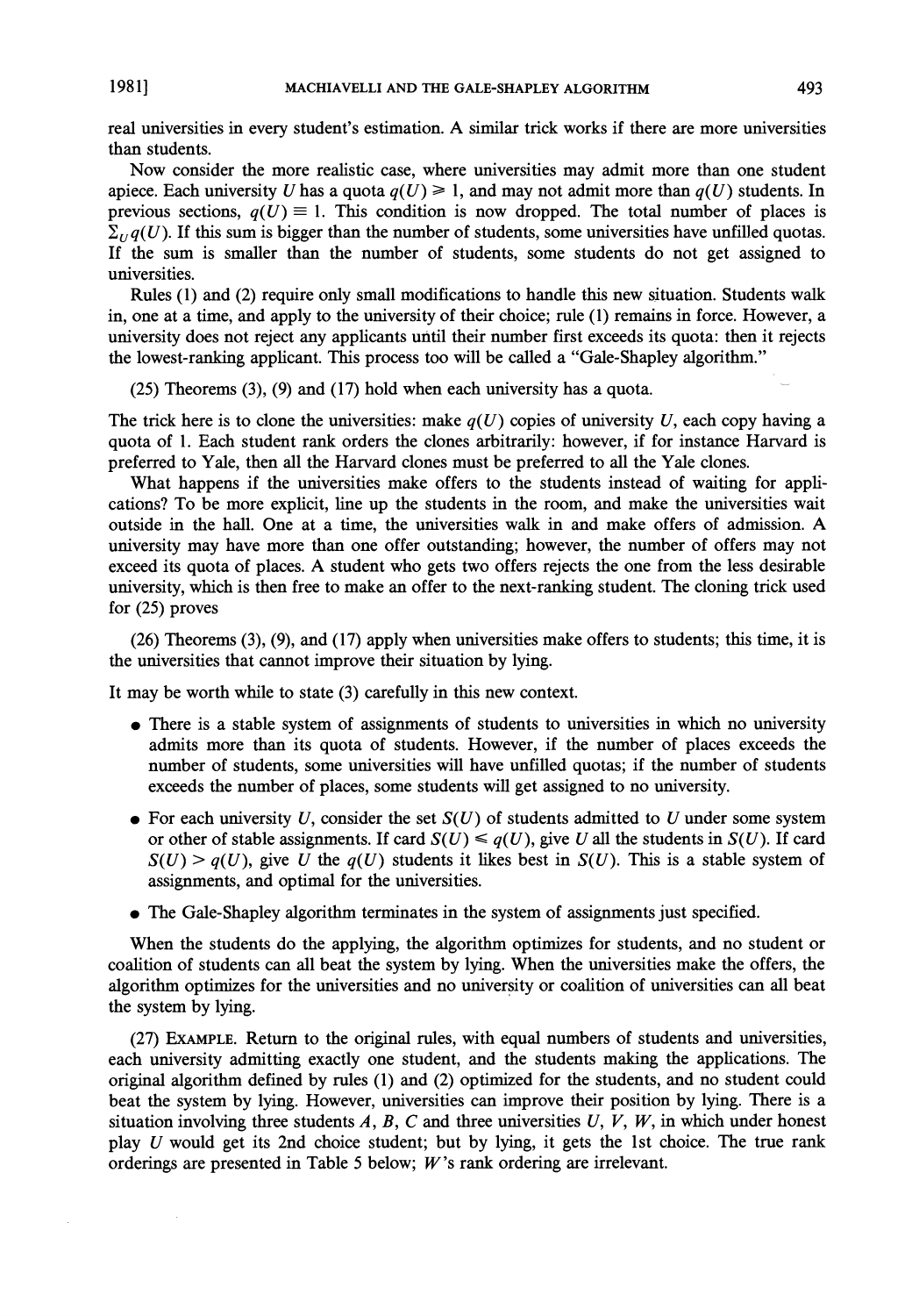real universities in every student's estimation. A similar trick works if there are more universities than students.

Now consider the more realistic case, where universities may admit more than one student apiece. Each university $U$ has a quota $q(U) \geqslant 1$, and may not admit more than $q(U)$ students. In previous sections, $q(U) \equiv 1$. This condition is now dropped. The total number of places is $\Sigma_U q(U)$. If this sum is bigger than the number of students, some universities have unfilled quotas. If the sum is smaller than the number of students, some students do not get assigned to universities.

Rules (1) and (2) require only small modifications to handle this new situation. Students walk in, one at a time, and apply to the university of their choice; rule (1) remains in force. However, a university does not reject any applicants until their number first exceeds its quota: then it rejects the lowest-ranking applicant. This process too will be called a "Gale-Shapley algorithm."

(25) Theorems (3), (9) and (17) hold when each university has a quota.

The trick here is to clone the universities: make $q(U)$ copies of university $U$, each copy having a quota of 1. Each student rank orders the clones arbitrarily: however, if for instance Harvard is preferred to Yale, then all the Harvard clones must be preferred to all the Yale clones.

What happens if the universities make offers to the students instead of waiting for applications? To be more explicit, line up the students in the room, and make the universities wait outside in the hall. One at a time, the universities walk in and make offers of admission. A university may have more than one offer outstanding; however, the number of offers may not exceed its quota of places. A student who gets two offers rejects the one from the less desirable university, which is then free to make an offer to the next-ranking student. The cloning trick used for (25) proves

(26) Theorems (3), (9), and (17) apply when universities make offers to students; this time, it is the universities that cannot improve their situation by lying.

It may be worth while to state (3) carefully in this new context.

- There is a stable system of assignments of students to universities in which no university admits more than its quota of students. However, if the number of places exceeds the number of students, some universities will have unfilled quotas; if the number of students exceeds the number of places, some students will get assigned to no university.
- For each university $U$, consider the set $S(U)$ of students admitted to $U$ under some system or other of stable assignments. If card $S(U) \leqslant q(U)$, give $U$ all the students in $S(U)$. If card $S(U) > q(U)$, give $U$ the $q(U)$ students it likes best in $S(U)$. This is a stable system of assignments, and optimal for the universities.
- The Gale-Shapley algorithm terminates in the system of assignments just specified.

When the students do the applying, the algorithm optimizes for students, and no student or coalition of students can all beat the system by lying. When the universities make the offers, the algorithm optimizes for the universities and no university or coalition of universities can all beat the system by lying.

(27) EXAMPLE. Return to the original rules, with equal numbers of students and universities, each university admitting exactly one student, and the students making the applications. The original algorithm defined by rules (1) and (2) optimized for the students, and no student could beat the system by lying. However, universities can improve their position by lying. There is a situation involving three students $A$, $B$, $C$ and three universities $U$, $V$, $W$, in which under honest play $U$ would get its 2nd choice student; but by lying, it gets the 1st choice. The true rank orderings are presented in Table 5 below; $W$'s rank ordering are irrelevant.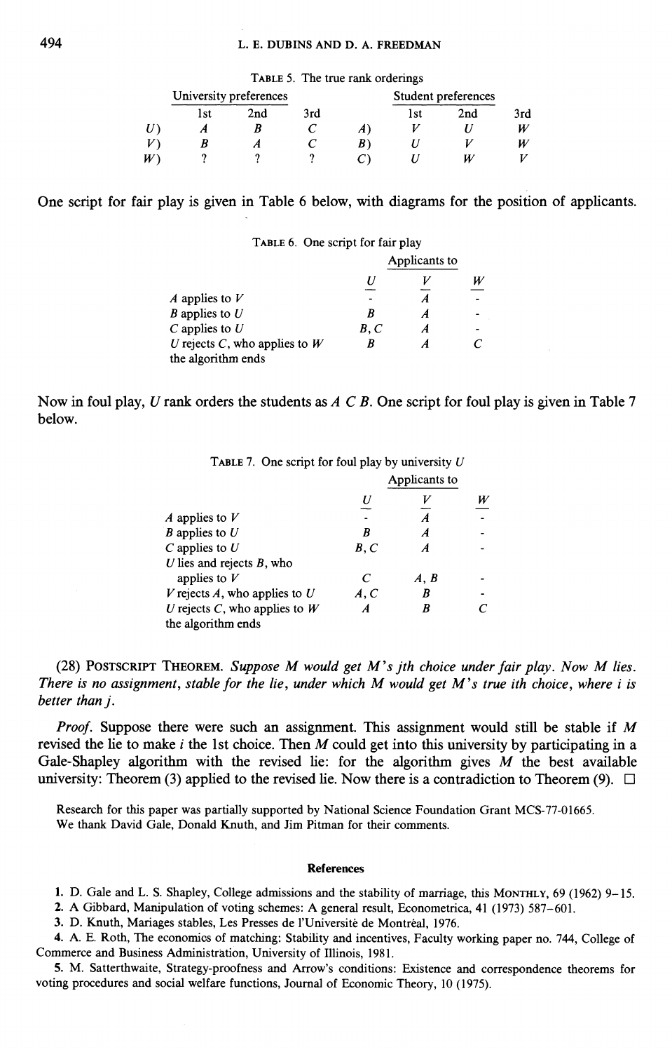TABLE 5. The true rank orderings

| | University preferences | | | | Student preferences | | |
|---|---|---|---|---|---|---|---|
| | 1st | 2nd | 3rd | | 1st | 2nd | 3rd |
| U) | A | B | C | A) | V | U | W |
| V) | B | A | C | B) | U | V | W |
| W) | ? | ? | ? | C) | U | W | V |

One script for fair play is given in Table 6 below, with diagrams for the position of applicants.

TABLE 6. One script for fair play

| | Applicants to | | |
|---|---|---|---|
| | U | V | W |
| A applies to V | - | A | - |
| B applies to U | B | A | - |
| C applies to U | B, C | A | - |
| U rejects C, who applies to W | B | A | C |
| the algorithm ends | | | |

Now in foul play, $U$ rank orders the students as $A$ $C$ $B$. One script for foul play is given in Table 7 below.

TABLE 7. One script for foul play by university U

| | Applicants to | | |
|---|---|---|---|
| | U | V | W |
| A applies to V | - | A | - |
| B applies to U | B | A | - |
| C applies to U | B, C | A | - |
| U lies and rejects B, who applies to V | C | A, B | - |
| V rejects A, who applies to U | A, C | B | - |
| U rejects C, who applies to W | A | B | C |
| the algorithm ends | | | |

(28) POSTSCRIPT THEOREM. *Suppose $M$ would get $M$'s $j$th choice under fair play. Now $M$ lies. There is no assignment, stable for the lie, under which $M$ would get $M$'s true $i$th choice, where $i$ is better than $j$.*

*Proof.* Suppose there were such an assignment. This assignment would still be stable if $M$ revised the lie to make $i$ the 1st choice. Then $M$ could get into this university by participating in a Gale-Shapley algorithm with the revised lie: for the algorithm gives $M$ the best available university: Theorem (3) applied to the revised lie. Now there is a contradiction to Theorem (9). □

Research for this paper was partially supported by National Science Foundation Grant MCS-77-01665. We thank David Gale, Donald Knuth, and Jim Pitman for their comments.

## References

1. D. Gale and L. S. Shapley, College admissions and the stability of marriage, this MONTHLY, 69 (1962) 9–15.
2. A Gibbard, Manipulation of voting schemes: A general result, Econometrica, 41 (1973) 587–601.
3. D. Knuth, Mariages stables, Les Presses de l'Université de Montréal, 1976.
4. A. E. Roth, The economics of matching: Stability and incentives, Faculty working paper no. 744, College of Commerce and Business Administration, University of Illinois, 1981.
5. M. Satterthwaite, Strategy-proofness and Arrow's conditions: Existence and correspondence theorems for voting procedures and social welfare functions, Journal of Economic Theory, 10 (1975).